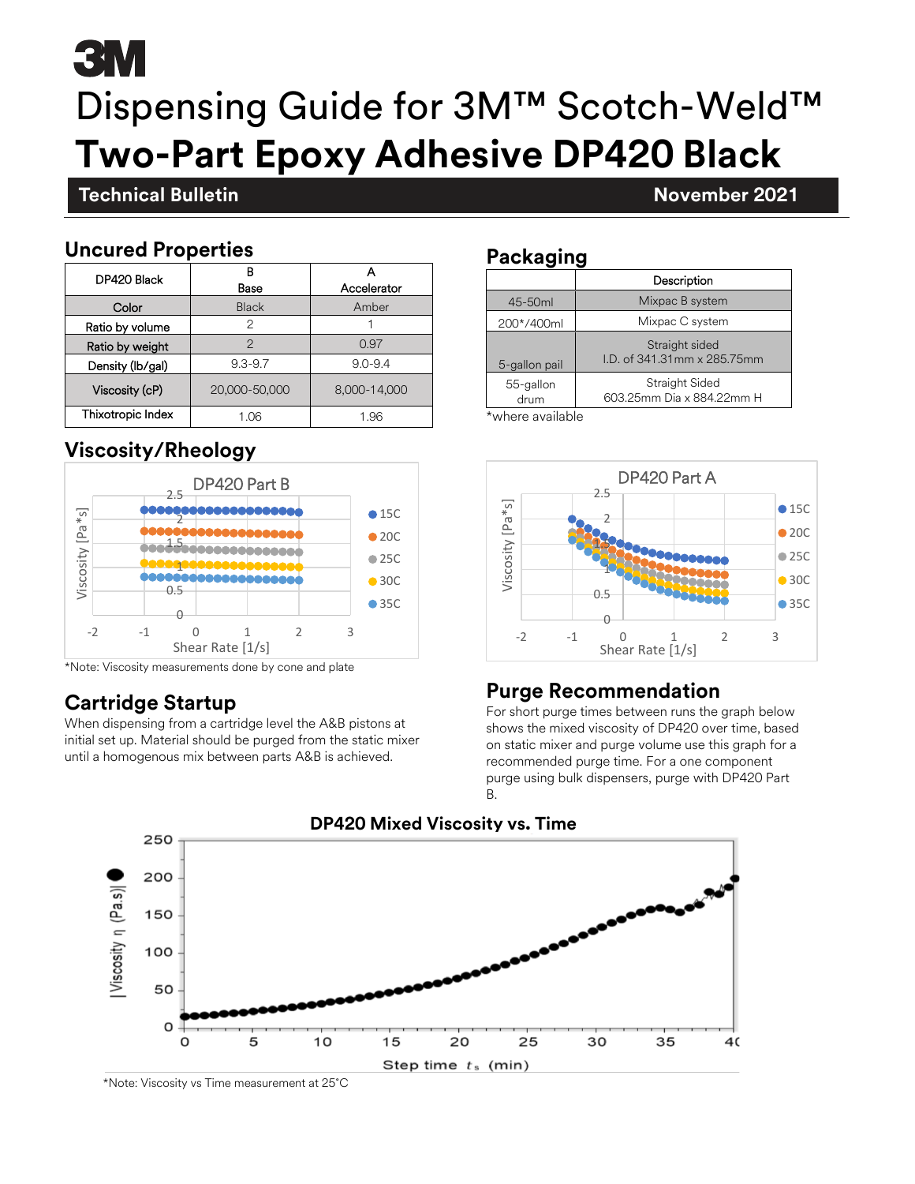3M

# Dispensing Guide for 3M™ Scotch-Weld™ Two-Part Epoxy Adhesive DP420 Black

**Technical Bulletin** — **November 2021**

## Uncured Properties

| DP420 Black | B Base | A Accelerator |
|---|---|---|
| Color | Black | Amber |
| Ratio by volume | 2 | 1 |
| Ratio by weight | 2 | 0.97 |
| Density (lb/gal) | 9.3-9.7 | 9.0-9.4 |
| Viscosity (cP) | 20,000-50,000 | 8,000-14,000 |
| Thixotropic Index | 1.06 | 1.96 |

## Packaging

| | Description |
|---|---|
| 45-50ml | Mixpac B system |
| 200*/400ml | Mixpac C system |
| 5-gallon pail | Straight sided I.D. of 341.31mm x 285.75mm |
| 55-gallon drum | Straight Sided 603.25mm Dia x 884.22mm H |

*where available

## Viscosity/Rheology

*Note: Viscosity measurements done by cone and plate

## Cartridge Startup

When dispensing from a cartridge level the A&B pistons at initial set up. Material should be purged from the static mixer until a homogenous mix between parts A&B is achieved.

## Purge Recommendation

For short purge times between runs the graph below shows the mixed viscosity of DP420 over time, based on static mixer and purge volume use this graph for a recommended purge time. For a one component purge using bulk dispensers, purge with DP420 Part B.

*Note: Viscosity vs Time measurement at 25°C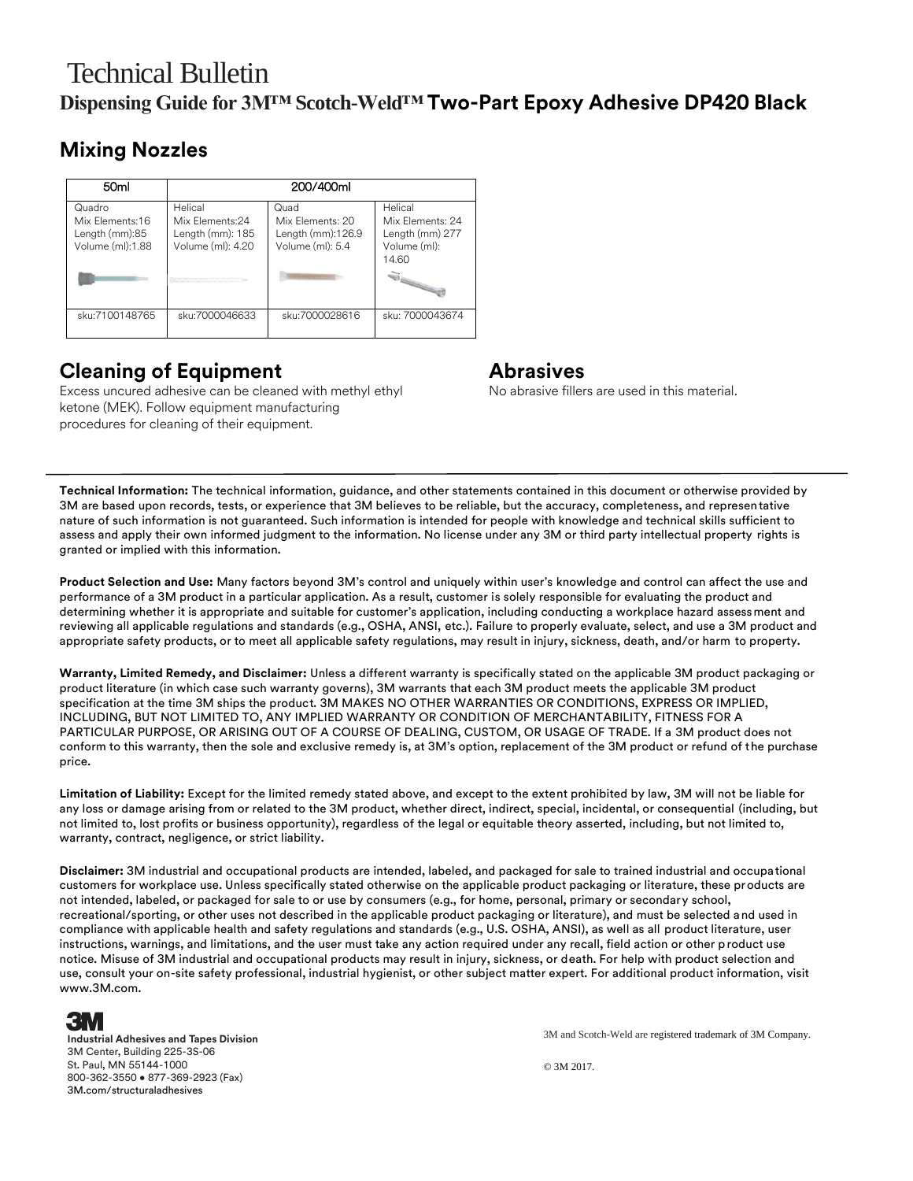# Technical Bulletin

## Dispensing Guide for 3M™ Scotch-Weld™ Two-Part Epoxy Adhesive DP420 Black

## Mixing Nozzles

| 50ml | 200/400ml | | |
|---|---|---|---|
| Quadro<br>Mix Elements:16<br>Length (mm):85<br>Volume (ml):1.88 | Helical<br>Mix Elements:24<br>Length (mm): 185<br>Volume (ml): 4.20 | Quad<br>Mix Elements: 20<br>Length (mm):126.9<br>Volume (ml): 5.4 | Helical<br>Mix Elements: 24<br>Length (mm) 277<br>Volume (ml): 14.60 |
| sku:7100148765 | sku:7000046633 | sku:7000028616 | sku: 7000043674 |

## Cleaning of Equipment

Excess uncured adhesive can be cleaned with methyl ethyl ketone (MEK). Follow equipment manufacturing procedures for cleaning of their equipment.

## Abrasives

No abrasive fillers are used in this material.

---

**Technical Information:** The technical information, guidance, and other statements contained in this document or otherwise provided by 3M are based upon records, tests, or experience that 3M believes to be reliable, but the accuracy, completeness, and representative nature of such information is not guaranteed. Such information is intended for people with knowledge and technical skills sufficient to assess and apply their own informed judgment to the information. No license under any 3M or third party intellectual property rights is granted or implied with this information.

**Product Selection and Use:** Many factors beyond 3M's control and uniquely within user's knowledge and control can affect the use and performance of a 3M product in a particular application. As a result, customer is solely responsible for evaluating the product and determining whether it is appropriate and suitable for customer's application, including conducting a workplace hazard assessment and reviewing all applicable regulations and standards (e.g., OSHA, ANSI, etc.). Failure to properly evaluate, select, and use a 3M product and appropriate safety products, or to meet all applicable safety regulations, may result in injury, sickness, death, and/or harm to property.

**Warranty, Limited Remedy, and Disclaimer:** Unless a different warranty is specifically stated on the applicable 3M product packaging or product literature (in which case such warranty governs), 3M warrants that each 3M product meets the applicable 3M product specification at the time 3M ships the product. 3M MAKES NO OTHER WARRANTIES OR CONDITIONS, EXPRESS OR IMPLIED, INCLUDING, BUT NOT LIMITED TO, ANY IMPLIED WARRANTY OR CONDITION OF MERCHANTABILITY, FITNESS FOR A PARTICULAR PURPOSE, OR ARISING OUT OF A COURSE OF DEALING, CUSTOM, OR USAGE OF TRADE. If a 3M product does not conform to this warranty, then the sole and exclusive remedy is, at 3M's option, replacement of the 3M product or refund of the purchase price.

**Limitation of Liability:** Except for the limited remedy stated above, and except to the extent prohibited by law, 3M will not be liable for any loss or damage arising from or related to the 3M product, whether direct, indirect, special, incidental, or consequential (including, but not limited to, lost profits or business opportunity), regardless of the legal or equitable theory asserted, including, but not limited to, warranty, contract, negligence, or strict liability.

**Disclaimer:** 3M industrial and occupational products are intended, labeled, and packaged for sale to trained industrial and occupational customers for workplace use. Unless specifically stated otherwise on the applicable product packaging or literature, these products are not intended, labeled, or packaged for sale to or use by consumers (e.g., for home, personal, primary or secondary school, recreational/sporting, or other uses not described in the applicable product packaging or literature), and must be selected and used in compliance with applicable health and safety regulations and standards (e.g., U.S. OSHA, ANSI), as well as all product literature, user instructions, warnings, and limitations, and the user must take any action required under any recall, field action or other product use notice. Misuse of 3M industrial and occupational products may result in injury, sickness, or death. For help with product selection and use, consult your on-site safety professional, industrial hygienist, or other subject matter expert. For additional product information, visit www.3M.com.

3M

**Industrial Adhesives and Tapes Division**
3M Center, Building 225-3S-06
St. Paul, MN 55144-1000
800-362-3550 • 877-369-2923 (Fax)
3M.com/structuraladhesives

3M and Scotch-Weld are registered trademark of 3M Company.

© 3M 2017.